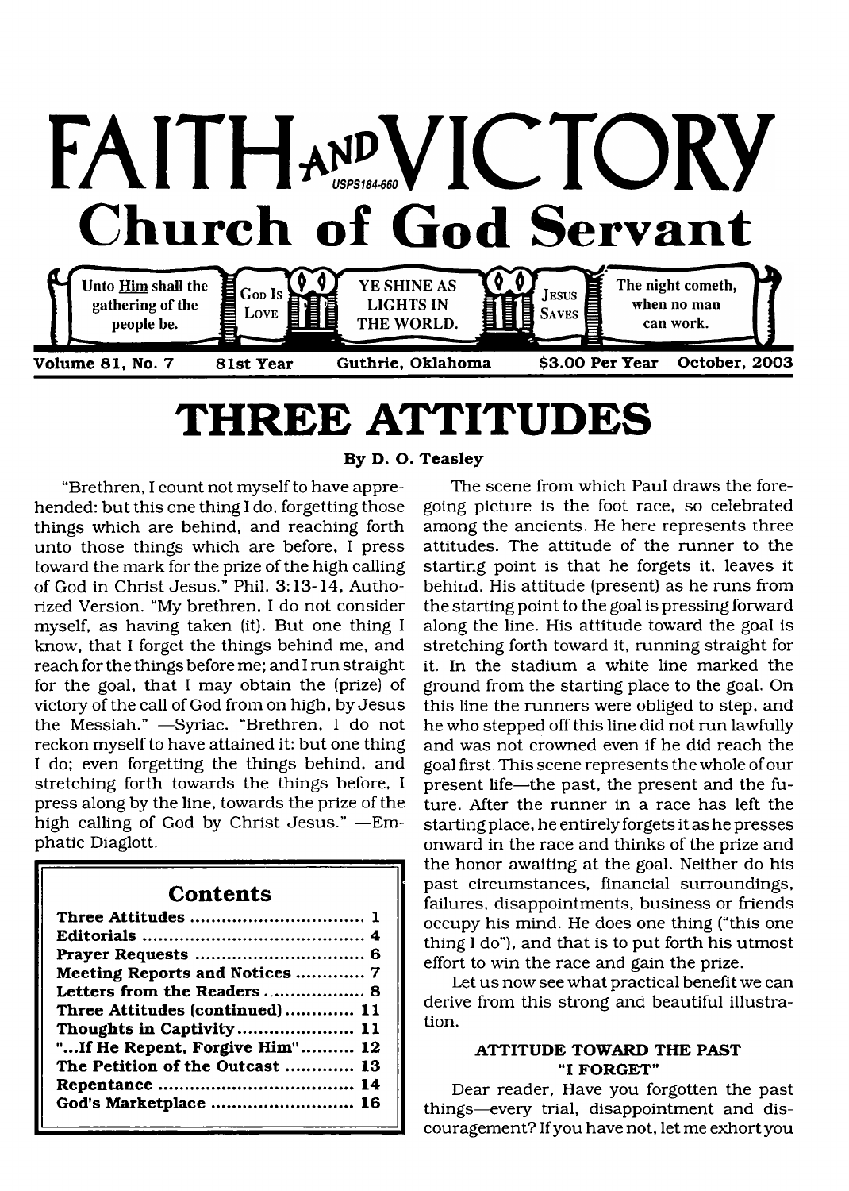# FAITH AND VICTORY

USPS184-660

## Church of God Servant

Unto Him shall the gathering of the people be. | God Is Love | YE SHINE AS LIGHTS IN THE WORLD. | Jesus Saves | The night cometh, when no man can work.

Volume 81, No. 7 | 81st Year | Guthrie, Oklahoma | $3.00 Per Year | October, 2003

# THREE ATTITUDES

**By D. O. Teasley**

"Brethren, I count not myself to have apprehended: but this one thing I do, forgetting those things which are behind, and reaching forth unto those things which are before, I press toward the mark for the prize of the high calling of God in Christ Jesus." Phil. 3:13-14, Authorized Version. "My brethren, I do not consider myself, as having taken (it). But one thing I know, that I forget the things behind me, and reach for the things before me; and I run straight for the goal, that I may obtain the (prize) of victory of the call of God from on high, by Jesus the Messiah." —Syriac. "Brethren, I do not reckon myself to have attained it: but one thing I do; even forgetting the things behind, and stretching forth towards the things before, I press along by the line, towards the prize of the high calling of God by Christ Jesus." —Emphatic Diaglott.

**Contents**

| | |
|---|---|
| Three Attitudes | 1 |
| Editorials | 4 |
| Prayer Requests | 6 |
| Meeting Reports and Notices | 7 |
| Letters from the Readers | 8 |
| Three Attitudes (continued) | 11 |
| Thoughts in Captivity | 11 |
| "...If He Repent, Forgive Him" | 12 |
| The Petition of the Outcast | 13 |
| Repentance | 14 |
| God's Marketplace | 16 |

The scene from which Paul draws the foregoing picture is the foot race, so celebrated among the ancients. He here represents three attitudes. The attitude of the runner to the starting point is that he forgets it, leaves it behind. His attitude (present) as he runs from the starting point to the goal is pressing forward along the line. His attitude toward the goal is stretching forth toward it, running straight for it. In the stadium a white line marked the ground from the starting place to the goal. On this line the runners were obliged to step, and he who stepped off this line did not run lawfully and was not crowned even if he did reach the goal first. This scene represents the whole of our present life—the past, the present and the future. After the runner in a race has left the starting place, he entirely forgets it as he presses onward in the race and thinks of the prize and the honor awaiting at the goal. Neither do his past circumstances, financial surroundings, failures, disappointments, business or friends occupy his mind. He does one thing ("this one thing I do"), and that is to put forth his utmost effort to win the race and gain the prize.

Let us now see what practical benefit we can derive from this strong and beautiful illustration.

### ATTITUDE TOWARD THE PAST "I FORGET"

Dear reader, Have you forgotten the past things—every trial, disappointment and discouragement? If you have not, let me exhort you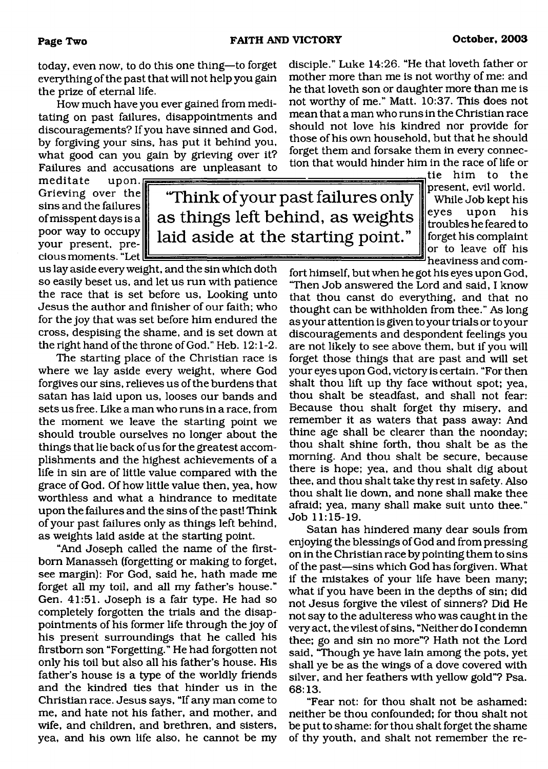today, even now, to do this one thing—to forget everything of the past that will not help you gain the prize of eternal life.

How much have you ever gained from meditating on past failures, disappointments and discouragements? If you have sinned and God, by forgiving your sins, has put it behind you, what good can you gain by grieving over it? Failures and accusations are unpleasant to meditate upon. Grieving over the sins and the failures of misspent days is a poor way to occupy your present, precious moments. "Let us lay aside every weight, and the sin which doth so easily beset us, and let us run with patience the race that is set before us, Looking unto Jesus the author and finisher of our faith; who for the joy that was set before him endured the cross, despising the shame, and is set down at the right hand of the throne of God." Heb. 12:1-2.

> "Think of your past failures only as things left behind, as weights laid aside at the starting point."

The starting place of the Christian race is where we lay aside every weight, where God forgives our sins, relieves us of the burdens that satan has laid upon us, looses our bands and sets us free. Like a man who runs in a race, from the moment we leave the starting point we should trouble ourselves no longer about the things that lie back of us for the greatest accomplishments and the highest achievements of a life in sin are of little value compared with the grace of God. Of how little value then, yea, how worthless and what a hindrance to meditate upon the failures and the sins of the past! Think of your past failures only as things left behind, as weights laid aside at the starting point.

"And Joseph called the name of the firstborn Manasseh (forgetting or making to forget, see margin): For God, said he, hath made me forget all my toil, and all my father's house." Gen. 41:51. Joseph is a fair type. He had so completely forgotten the trials and the disappointments of his former life through the joy of his present surroundings that he called his firstborn son "Forgetting." He had forgotten not only his toil but also all his father's house. His father's house is a type of the worldly friends and the kindred ties that hinder us in the Christian race. Jesus says, "If any man come to me, and hate not his father, and mother, and wife, and children, and brethren, and sisters, yea, and his own life also, he cannot be my disciple." Luke 14:26. "He that loveth father or mother more than me is not worthy of me: and he that loveth son or daughter more than me is not worthy of me." Matt. 10:37. This does not mean that a man who runs in the Christian race should not love his kindred nor provide for those of his own household, but that he should forget them and forsake them in every connection that would hinder him in the race of life or tie him to the present, evil world.

While Job kept his eyes upon his troubles he feared to forget his complaint or to leave off his heaviness and comfort himself, but when he got his eyes upon God, "Then Job answered the Lord and said, I know that thou canst do everything, and that no thought can be withholden from thee." As long as your attention is given to your trials or to your discouragements and despondent feelings you are not likely to see above them, but if you will forget those things that are past and will set your eyes upon God, victory is certain. "For then shalt thou lift up thy face without spot; yea, thou shalt be steadfast, and shall not fear: Because thou shalt forget thy misery, and remember it as waters that pass away: And thine age shall be clearer than the noonday; thou shalt shine forth, thou shalt be as the morning. And thou shalt be secure, because there is hope; yea, and thou shalt dig about thee, and thou shalt take thy rest in safety. Also thou shalt lie down, and none shall make thee afraid; yea, many shall make suit unto thee." Job 11:15-19.

Satan has hindered many dear souls from enjoying the blessings of God and from pressing on in the Christian race by pointing them to sins of the past—sins which God has forgiven. What if the mistakes of your life have been many; what if you have been in the depths of sin; did not Jesus forgive the vilest of sinners? Did He not say to the adulteress who was caught in the very act, the vilest of sins, "Neither do I condemn thee; go and sin no more"? Hath not the Lord said, "Though ye have lain among the pots, yet shall ye be as the wings of a dove covered with silver, and her feathers with yellow gold"? Psa. 68:13.

"Fear not: for thou shalt not be ashamed: neither be thou confounded; for thou shalt not be put to shame: for thou shalt forget the shame of thy youth, and shalt not remember the re-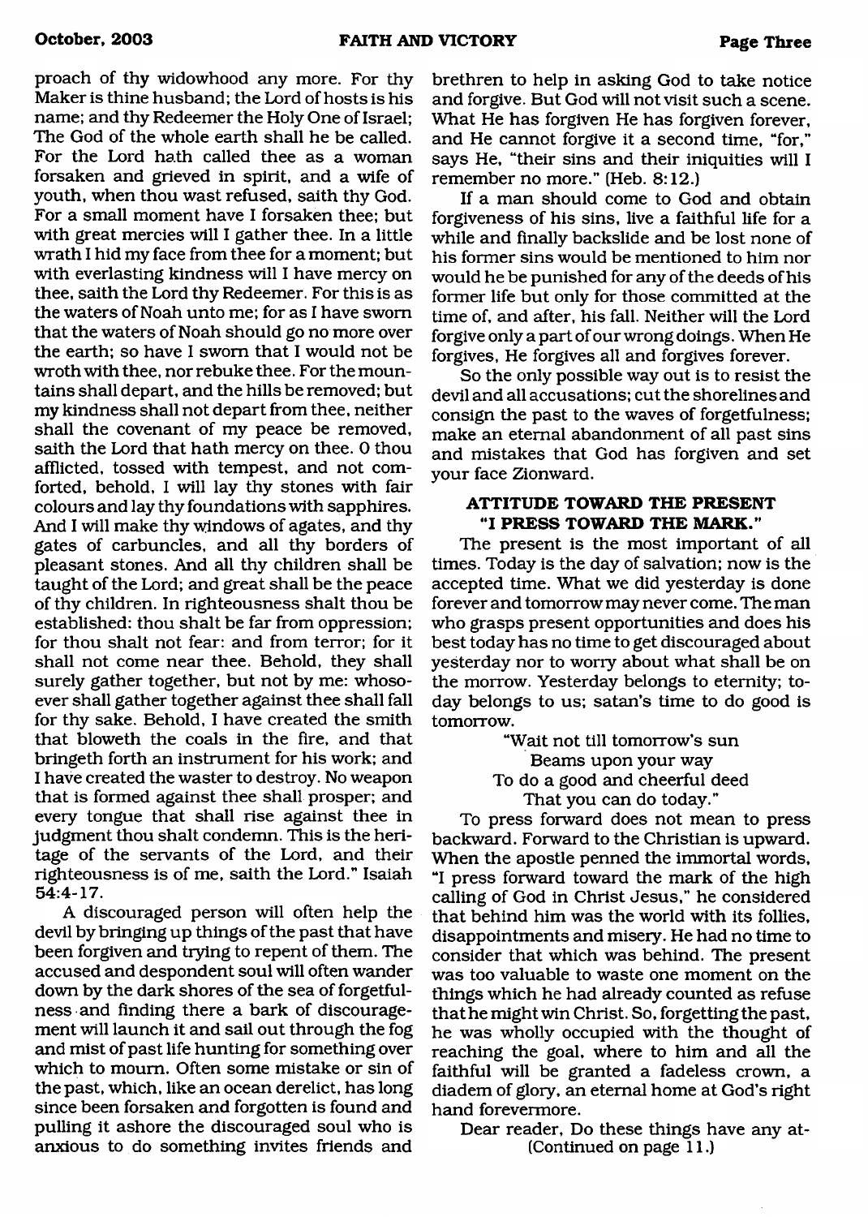proach of thy widowhood any more. For thy Maker is thine husband; the Lord of hosts is his name; and thy Redeemer the Holy One of Israel; The God of the whole earth shall he be called. For the Lord hath called thee as a woman forsaken and grieved in spirit, and a wife of youth, when thou wast refused, saith thy God. For a small moment have I forsaken thee; but with great mercies will I gather thee. In a little wrath I hid my face from thee for a moment; but with everlasting kindness will I have mercy on thee, saith the Lord thy Redeemer. For this is as the waters of Noah unto me; for as I have sworn that the waters of Noah should go no more over the earth; so have I sworn that I would not be wroth with thee, nor rebuke thee. For the mountains shall depart, and the hills be removed; but my kindness shall not depart from thee, neither shall the covenant of my peace be removed, saith the Lord that hath mercy on thee. O thou afflicted, tossed with tempest, and not comforted, behold, I will lay thy stones with fair colours and lay thy foundations with sapphires. And I will make thy windows of agates, and thy gates of carbuncles, and all thy borders of pleasant stones. And all thy children shall be taught of the Lord; and great shall be the peace of thy children. In righteousness shalt thou be established: thou shalt be far from oppression; for thou shalt not fear: and from terror; for it shall not come near thee. Behold, they shall surely gather together, but not by me: whosoever shall gather together against thee shall fall for thy sake. Behold, I have created the smith that bloweth the coals in the fire, and that bringeth forth an instrument for his work; and I have created the waster to destroy. No weapon that is formed against thee shall prosper; and every tongue that shall rise against thee in judgment thou shalt condemn. This is the heritage of the servants of the Lord, and their righteousness is of me, saith the Lord." Isaiah 54:4-17.

A discouraged person will often help the devil by bringing up things of the past that have been forgiven and trying to repent of them. The accused and despondent soul will often wander down by the dark shores of the sea of forgetfulness and finding there a bark of discouragement will launch it and sail out through the fog and mist of past life hunting for something over which to mourn. Often some mistake or sin of the past, which, like an ocean derelict, has long since been forsaken and forgotten is found and pulling it ashore the discouraged soul who is anxious to do something invites friends and brethren to help in asking God to take notice and forgive. But God will not visit such a scene. What He has forgiven He has forgiven forever, and He cannot forgive it a second time, "for," says He, "their sins and their iniquities will I remember no more." (Heb. 8:12.)

If a man should come to God and obtain forgiveness of his sins, live a faithful life for a while and finally backslide and be lost none of his former sins would be mentioned to him nor would he be punished for any of the deeds of his former life but only for those committed at the time of, and after, his fall. Neither will the Lord forgive only a part of our wrong doings. When He forgives, He forgives all and forgives forever.

So the only possible way out is to resist the devil and all accusations; cut the shorelines and consign the past to the waves of forgetfulness; make an eternal abandonment of all past sins and mistakes that God has forgiven and set your face Zionward.

**ATTITUDE TOWARD THE PRESENT "I PRESS TOWARD THE MARK."**

The present is the most important of all times. Today is the day of salvation; now is the accepted time. What we did yesterday is done forever and tomorrow may never come. The man who grasps present opportunities and does his best today has no time to get discouraged about yesterday nor to worry about what shall be on the morrow. Yesterday belongs to eternity; today belongs to us; satan's time to do good is tomorrow.

"Wait not till tomorrow's sun
Beams upon your way
To do a good and cheerful deed
That you can do today."

To press forward does not mean to press backward. Forward to the Christian is upward. When the apostle penned the immortal words, "I press forward toward the mark of the high calling of God in Christ Jesus," he considered that behind him was the world with its follies, disappointments and misery. He had no time to consider that which was behind. The present was too valuable to waste one moment on the things which he had already counted as refuse that he might win Christ. So, forgetting the past, he was wholly occupied with the thought of reaching the goal, where to him and all the faithful will be granted a fadeless crown, a diadem of glory, an eternal home at God's right hand forevermore.

Dear reader, Do these things have any at-
(Continued on page 11.)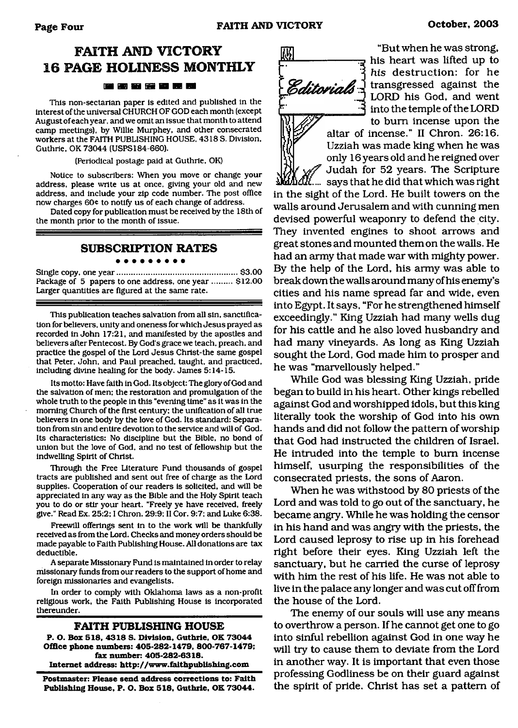## FAITH AND VICTORY 16 PAGE HOLINESS MONTHLY

This non-sectarian paper is edited and published in the interest of the universal CHURCH OF GOD each month (except August of each year, and we omit an issue that month to attend camp meetings), by Willie Murphey, and other consecrated workers at the FAITH PUBLISHING HOUSE, 4318 S. Division, Guthrie, OK 73044 (USPS184-660).

(Periodical postage paid at Guthrie, OK)

Notice to subscribers: When you move or change your address, please write us at once, giving your old and new address, and include your zip code number. The post office now charges 60¢ to notify us of each change of address.

Dated copy for publication must be received by the 18th of the month prior to the month of issue.

### SUBSCRIPTION RATES

Single copy, one year .................................................. $3.00
Package of 5 papers to one address, one year ......... $12.00
Larger quantities are figured at the same rate.

This publication teaches salvation from all sin, sanctification for believers, unity and oneness for which Jesus prayed as recorded in John 17:21, and manifested by the apostles and believers after Pentecost. By God's grace we teach, preach, and practice the gospel of the Lord Jesus Christ-the same gospel that Peter, John, and Paul preached, taught, and practiced, including divine healing for the body. James 5:14-15.

Its motto: Have faith in God. Its object: The glory of God and the salvation of men; the restoration and promulgation of the whole truth to the people in this "evening time" as it was in the morning Church of the first century; the unification of all true believers in one body by the love of God. Its standard: Separation from sin and entire devotion to the service and will of God. Its characteristics: No discipline but the Bible, no bond of union but the love of God, and no test of fellowship but the indwelling Spirit of Christ.

Through the Free Literature Fund thousands of gospel tracts are published and sent out free of charge as the Lord supplies. Cooperation of our readers is solicited, and will be appreciated in any way as the Bible and the Holy Spirit teach you to do or stir your heart. "Freely ye have received, freely give." Read Ex. 25:2; I Chron. 29:9; II Cor. 9:7; and Luke 6:38.

Freewill offerings sent in to the work will be thankfully received as from the Lord. Checks and money orders should be made payable to Faith Publishing House. All donations are tax deductible.

A separate Missionary Fund is maintained in order to relay missionary funds from our readers to the support of home and foreign missionaries and evangelists.

In order to comply with Oklahoma laws as a non-profit religious work, the Faith Publishing House is incorporated thereunder.

**FAITH PUBLISHING HOUSE**
**P. O. Box 518, 4318 S. Division, Guthrie, OK 73044**
**Office phone numbers: 405-282-1479, 800-767-1479; fax number: 405-282-6318.**
**Internet address: http://www.faithpublishing.com**

**Postmaster: Please send address corrections to: Faith Publishing House, P. O. Box 518, Guthrie, OK 73044.**

## Editorials

"But when he was strong, his heart was lifted up to *his* destruction: for he transgressed against the LORD his God, and went into the temple of the LORD to burn incense upon the altar of incense." II Chron. 26:16. Uzziah was made king when he was only 16 years old and he reigned over Judah for 52 years. The Scripture says that he did that which was right in the sight of the Lord. He built towers on the walls around Jerusalem and with cunning men devised powerful weaponry to defend the city. They invented engines to shoot arrows and great stones and mounted them on the walls. He had an army that made war with mighty power. By the help of the Lord, his army was able to break down the walls around many of his enemy's cities and his name spread far and wide, even into Egypt. It says, "For he strengthened himself exceedingly." King Uzziah had many wells dug for his cattle and he also loved husbandry and had many vineyards. As long as King Uzziah sought the Lord, God made him to prosper and he was "marvellously helped."

While God was blessing King Uzziah, pride began to build in his heart. Other kings rebelled against God and worshipped idols, but this king literally took the worship of God into his own hands and did not follow the pattern of worship that God had instructed the children of Israel. He intruded into the temple to burn incense himself, usurping the responsibilities of the consecrated priests, the sons of Aaron.

When he was withstood by 80 priests of the Lord and was told to go out of the sanctuary, he became angry. While he was holding the censor in his hand and was angry with the priests, the Lord caused leprosy to rise up in his forehead right before their eyes. King Uzziah left the sanctuary, but he carried the curse of leprosy with him the rest of his life. He was not able to live in the palace any longer and was cut off from the house of the Lord.

The enemy of our souls will use any means to overthrow a person. If he cannot get one to go into sinful rebellion against God in one way he will try to cause them to deviate from the Lord in another way. It is important that even those professing Godliness be on their guard against the spirit of pride. Christ has set a pattern of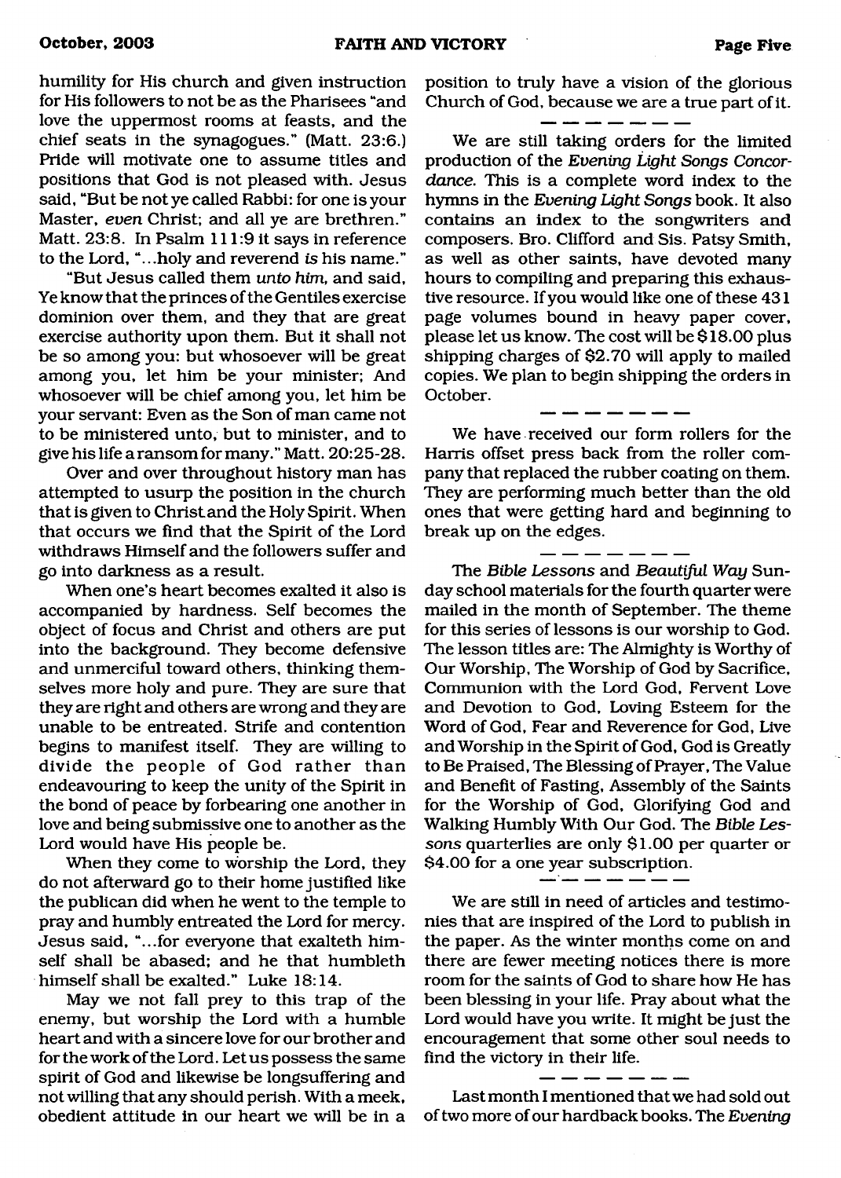humility for His church and given instruction for His followers to not be as the Pharisees "and love the uppermost rooms at feasts, and the chief seats in the synagogues." (Matt. 23:6.) Pride will motivate one to assume titles and positions that God is not pleased with. Jesus said, "But be not ye called Rabbi: for one is your Master, *even* Christ; and all ye are brethren." Matt. 23:8. In Psalm 111:9 it says in reference to the Lord, "...holy and reverend *is* his name."

"But Jesus called them *unto him,* and said, Ye know that the princes of the Gentiles exercise dominion over them, and they that are great exercise authority upon them. But it shall not be so among you: but whosoever will be great among you, let him be your minister; And whosoever will be chief among you, let him be your servant: Even as the Son of man came not to be ministered unto, but to minister, and to give his life a ransom for many." Matt. 20:25-28.

Over and over throughout history man has attempted to usurp the position in the church that is given to Christ and the Holy Spirit. When that occurs we find that the Spirit of the Lord withdraws Himself and the followers suffer and go into darkness as a result.

When one's heart becomes exalted it also is accompanied by hardness. Self becomes the object of focus and Christ and others are put into the background. They become defensive and unmerciful toward others, thinking themselves more holy and pure. They are sure that they are right and others are wrong and they are unable to be entreated. Strife and contention begins to manifest itself. They are willing to divide the people of God rather than endeavouring to keep the unity of the Spirit in the bond of peace by forbearing one another in love and being submissive one to another as the Lord would have His people be.

When they come to worship the Lord, they do not afterward go to their home justified like the publican did when he went to the temple to pray and humbly entreated the Lord for mercy. Jesus said, "...for everyone that exalteth himself shall be abased; and he that humbleth himself shall be exalted." Luke 18:14.

May we not fall prey to this trap of the enemy, but worship the Lord with a humble heart and with a sincere love for our brother and for the work of the Lord. Let us possess the same spirit of God and likewise be longsuffering and not willing that any should perish. With a meek, obedient attitude in our heart we will be in a position to truly have a vision of the glorious Church of God, because we are a true part of it.

— — — — — — —

We are still taking orders for the limited production of the *Evening Light Songs Concordance.* This is a complete word index to the hymns in the *Evening Light Songs* book. It also contains an index to the songwriters and composers. Bro. Clifford and Sis. Patsy Smith, as well as other saints, have devoted many hours to compiling and preparing this exhaustive resource. If you would like one of these 431 page volumes bound in heavy paper cover, please let us know. The cost will be $18.00 plus shipping charges of $2.70 will apply to mailed copies. We plan to begin shipping the orders in October.

— — — — — — —

We have received our form rollers for the Harris offset press back from the roller company that replaced the rubber coating on them. They are performing much better than the old ones that were getting hard and beginning to break up on the edges.

— — — — — — —

The *Bible Lessons* and *Beautiful Way* Sunday school materials for the fourth quarter were mailed in the month of September. The theme for this series of lessons is our worship to God. The lesson titles are: The Almighty is Worthy of Our Worship, The Worship of God by Sacrifice, Communion with the Lord God, Fervent Love and Devotion to God, Loving Esteem for the Word of God, Fear and Reverence for God, Live and Worship in the Spirit of God, God is Greatly to Be Praised, The Blessing of Prayer, The Value and Benefit of Fasting, Assembly of the Saints for the Worship of God, Glorifying God and Walking Humbly With Our God. The *Bible Lessons* quarterlies are only $1.00 per quarter or $4.00 for a one year subscription.

— — — — — — —

We are still in need of articles and testimonies that are inspired of the Lord to publish in the paper. As the winter months come on and there are fewer meeting notices there is more room for the saints of God to share how He has been blessing in your life. Pray about what the Lord would have you write. It might be just the encouragement that some other soul needs to find the victory in their life.

— — — — — — —

Last month I mentioned that we had sold out of two more of our hardback books. The *Evening*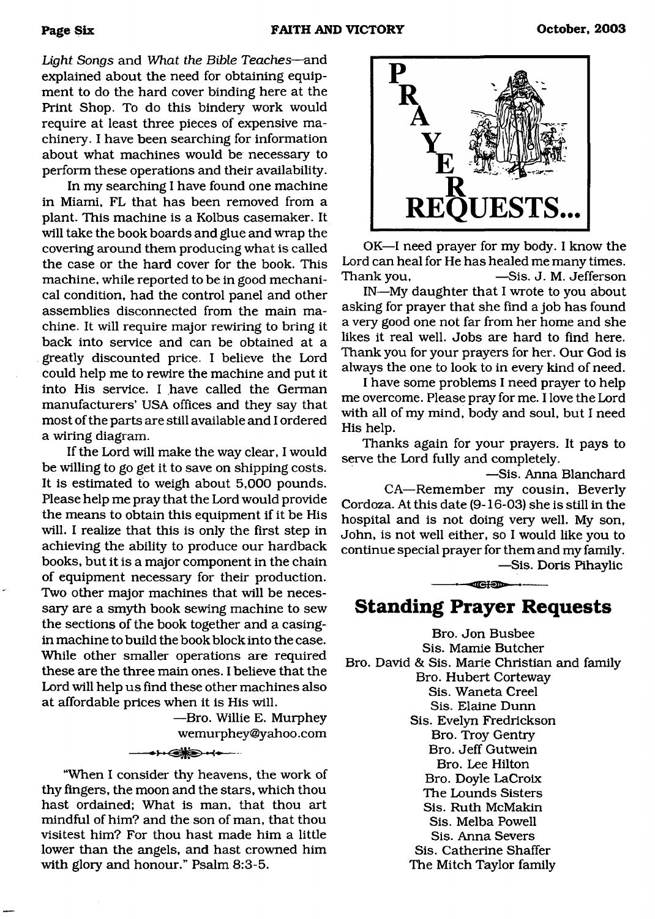*Light Songs* and *What the Bible Teaches*—and explained about the need for obtaining equipment to do the hard cover binding here at the Print Shop. To do this bindery work would require at least three pieces of expensive machinery. I have been searching for information about what machines would be necessary to perform these operations and their availability.

In my searching I have found one machine in Miami, FL that has been removed from a plant. This machine is a Kolbus casemaker. It will take the book boards and glue and wrap the covering around them producing what is called the case or the hard cover for the book. This machine, while reported to be in good mechanical condition, had the control panel and other assemblies disconnected from the main machine. It will require major rewiring to bring it back into service and can be obtained at a greatly discounted price. I believe the Lord could help me to rewire the machine and put it into His service. I have called the German manufacturers' USA offices and they say that most of the parts are still available and I ordered a wiring diagram.

If the Lord will make the way clear, I would be willing to go get it to save on shipping costs. It is estimated to weigh about 5,000 pounds. Please help me pray that the Lord would provide the means to obtain this equipment if it be His will. I realize that this is only the first step in achieving the ability to produce our hardback books, but it is a major component in the chain of equipment necessary for their production. Two other major machines that will be necessary are a smyth book sewing machine to sew the sections of the book together and a casing-in machine to build the book block into the case. While other smaller operations are required these are the three main ones. I believe that the Lord will help us find these other machines also at affordable prices when it is His will.

—Bro. Willie E. Murphey
wemurphey@yahoo.com

"When I consider thy heavens, the work of thy fingers, the moon and the stars, which thou hast ordained; What is man, that thou art mindful of him? and the son of man, that thou visitest him? For thou hast made him a little lower than the angels, and hast crowned him with glory and honour." Psalm 8:3-5.

# PRAYER REQUESTS...

OK—I need prayer for my body. I know the Lord can heal for He has healed me many times. Thank you, —Sis. J. M. Jefferson

IN—My daughter that I wrote to you about asking for prayer that she find a job has found a very good one not far from her home and she likes it real well. Jobs are hard to find here. Thank you for your prayers for her. Our God is always the one to look to in every kind of need.

I have some problems I need prayer to help me overcome. Please pray for me. I love the Lord with all of my mind, body and soul, but I need His help.

Thanks again for your prayers. It pays to serve the Lord fully and completely.

—Sis. Anna Blanchard

CA—Remember my cousin, Beverly Cordoza. At this date (9-16-03) she is still in the hospital and is not doing very well. My son, John, is not well either, so I would like you to continue special prayer for them and my family.

—Sis. Doris Pihaylic

## Standing Prayer Requests

Bro. Jon Busbee
Sis. Mamie Butcher
Bro. David & Sis. Marie Christian and family
Bro. Hubert Corteway
Sis. Waneta Creel
Sis. Elaine Dunn
Sis. Evelyn Fredrickson
Bro. Troy Gentry
Bro. Jeff Gutwein
Bro. Lee Hilton
Bro. Doyle LaCroix
The Lounds Sisters
Sis. Ruth McMakin
Sis. Melba Powell
Sis. Anna Severs
Sis. Catherine Shaffer
The Mitch Taylor family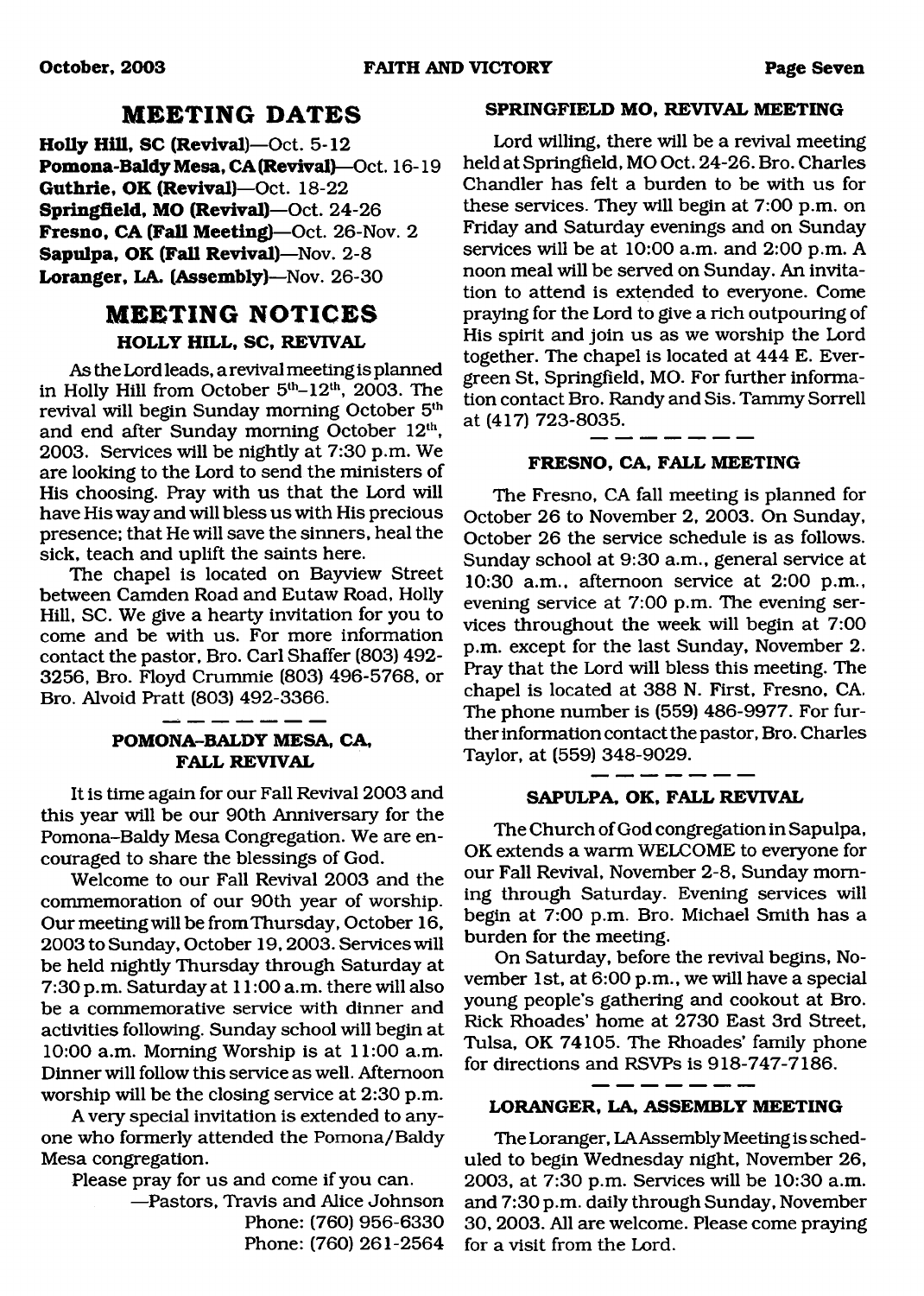## MEETING DATES

**Holly Hill, SC (Revival)**—Oct. 5-12
**Pomona-Baldy Mesa, CA (Revival)**—Oct. 16-19
**Guthrie, OK (Revival)**—Oct. 18-22
**Springfield, MO (Revival)**—Oct. 24-26
**Fresno, CA (Fall Meeting)**—Oct. 26-Nov. 2
**Sapulpa, OK (Fall Revival)**—Nov. 2-8
**Loranger, LA. (Assembly)**—Nov. 26-30

## MEETING NOTICES

### HOLLY HILL, SC, REVIVAL

As the Lord leads, a revival meeting is planned in Holly Hill from October 5th-12th, 2003. The revival will begin Sunday morning October 5th and end after Sunday morning October 12th, 2003. Services will be nightly at 7:30 p.m. We are looking to the Lord to send the ministers of His choosing. Pray with us that the Lord will have His way and will bless us with His precious presence; that He will save the sinners, heal the sick, teach and uplift the saints here.

The chapel is located on Bayview Street between Camden Road and Eutaw Road, Holly Hill, SC. We give a hearty invitation for you to come and be with us. For more information contact the pastor, Bro. Carl Shaffer (803) 492-3256, Bro. Floyd Crummie (803) 496-5768, or Bro. Alvoid Pratt (803) 492-3366.

### POMONA-BALDY MESA, CA, FALL REVIVAL

It is time again for our Fall Revival 2003 and this year will be our 90th Anniversary for the Pomona-Baldy Mesa Congregation. We are encouraged to share the blessings of God.

Welcome to our Fall Revival 2003 and the commemoration of our 90th year of worship. Our meeting will be from Thursday, October 16, 2003 to Sunday, October 19, 2003. Services will be held nightly Thursday through Saturday at 7:30 p.m. Saturday at 11:00 a.m. there will also be a commemorative service with dinner and activities following. Sunday school will begin at 10:00 a.m. Morning Worship is at 11:00 a.m. Dinner will follow this service as well. Afternoon worship will be the closing service at 2:30 p.m.

A very special invitation is extended to anyone who formerly attended the Pomona/Baldy Mesa congregation.

Please pray for us and come if you can.

—Pastors, Travis and Alice Johnson
Phone: (760) 956-6330
Phone: (760) 261-2564

### SPRINGFIELD MO, REVIVAL MEETING

Lord willing, there will be a revival meeting held at Springfield, MO Oct. 24-26. Bro. Charles Chandler has felt a burden to be with us for these services. They will begin at 7:00 p.m. on Friday and Saturday evenings and on Sunday services will be at 10:00 a.m. and 2:00 p.m. A noon meal will be served on Sunday. An invitation to attend is extended to everyone. Come praying for the Lord to give a rich outpouring of His spirit and join us as we worship the Lord together. The chapel is located at 444 E. Evergreen St, Springfield, MO. For further information contact Bro. Randy and Sis. Tammy Sorrell at (417) 723-8035.

### FRESNO, CA, FALL MEETING

The Fresno, CA fall meeting is planned for October 26 to November 2, 2003. On Sunday, October 26 the service schedule is as follows. Sunday school at 9:30 a.m., general service at 10:30 a.m., afternoon service at 2:00 p.m., evening service at 7:00 p.m. The evening services throughout the week will begin at 7:00 p.m. except for the last Sunday, November 2. Pray that the Lord will bless this meeting. The chapel is located at 388 N. First, Fresno, CA. The phone number is (559) 486-9977. For further information contact the pastor, Bro. Charles Taylor, at (559) 348-9029.

### SAPULPA, OK, FALL REVIVAL

The Church of God congregation in Sapulpa, OK extends a warm WELCOME to everyone for our Fall Revival, November 2-8, Sunday morning through Saturday. Evening services will begin at 7:00 p.m. Bro. Michael Smith has a burden for the meeting.

On Saturday, before the revival begins, November 1st, at 6:00 p.m., we will have a special young people's gathering and cookout at Bro. Rick Rhoades' home at 2730 East 3rd Street, Tulsa, OK 74105. The Rhoades' family phone for directions and RSVPs is 918-747-7186.

### LORANGER, LA, ASSEMBLY MEETING

The Loranger, LA Assembly Meeting is scheduled to begin Wednesday night, November 26, 2003, at 7:30 p.m. Services will be 10:30 a.m. and 7:30 p.m. daily through Sunday, November 30, 2003. All are welcome. Please come praying for a visit from the Lord.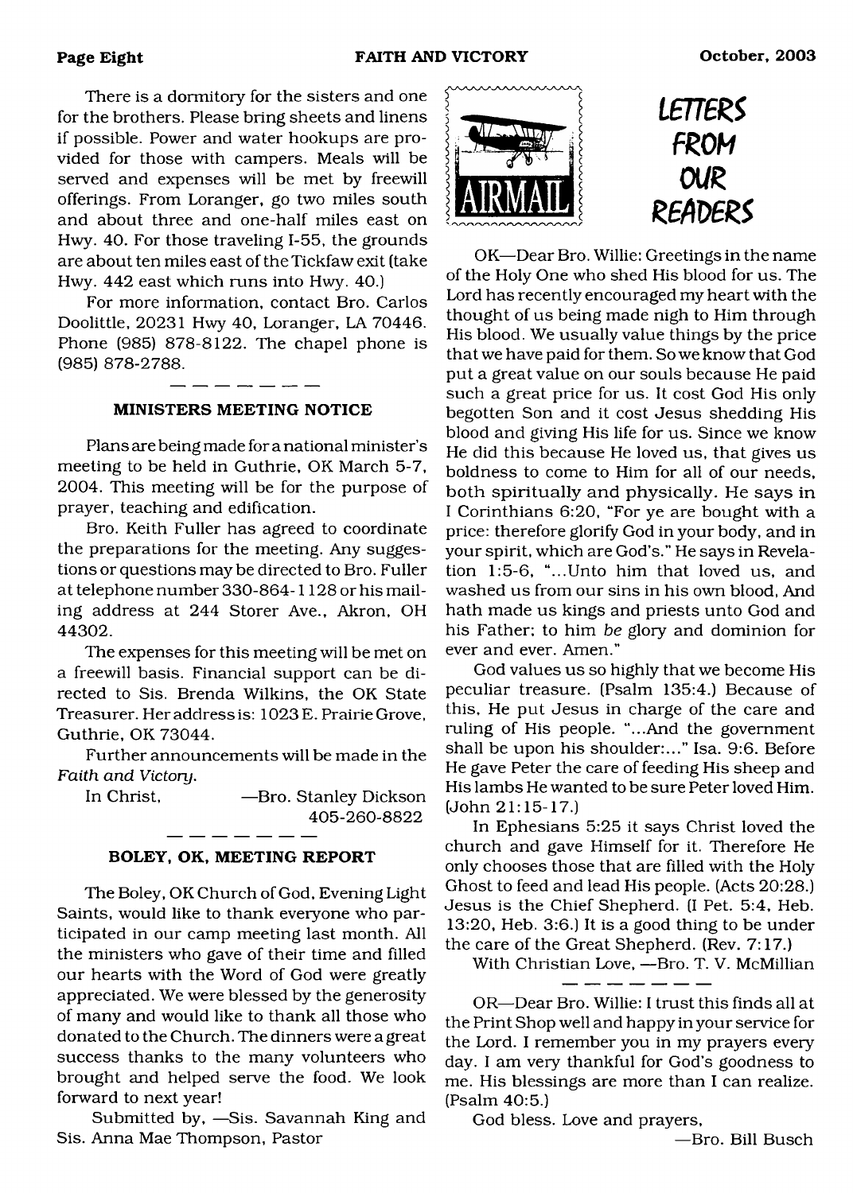There is a dormitory for the sisters and one for the brothers. Please bring sheets and linens if possible. Power and water hookups are provided for those with campers. Meals will be served and expenses will be met by freewill offerings. From Loranger, go two miles south and about three and one-half miles east on Hwy. 40. For those traveling I-55, the grounds are about ten miles east of the Tickfaw exit (take Hwy. 442 east which runs into Hwy. 40.)

For more information, contact Bro. Carlos Doolittle, 20231 Hwy 40, Loranger, LA 70446. Phone (985) 878-8122. The chapel phone is (985) 878-2788.

---

### MINISTERS MEETING NOTICE

Plans are being made for a national minister's meeting to be held in Guthrie, OK March 5-7, 2004. This meeting will be for the purpose of prayer, teaching and edification.

Bro. Keith Fuller has agreed to coordinate the preparations for the meeting. Any suggestions or questions may be directed to Bro. Fuller at telephone number 330-864-1128 or his mailing address at 244 Storer Ave., Akron, OH 44302.

The expenses for this meeting will be met on a freewill basis. Financial support can be directed to Sis. Brenda Wilkins, the OK State Treasurer. Her address is: 1023 E. Prairie Grove, Guthrie, OK 73044.

Further announcements will be made in the *Faith and Victory*.

In Christ, —Bro. Stanley Dickson
405-260-8822

---

### BOLEY, OK, MEETING REPORT

The Boley, OK Church of God, Evening Light Saints, would like to thank everyone who participated in our camp meeting last month. All the ministers who gave of their time and filled our hearts with the Word of God were greatly appreciated. We were blessed by the generosity of many and would like to thank all those who donated to the Church. The dinners were a great success thanks to the many volunteers who brought and helped serve the food. We look forward to next year!

Submitted by, —Sis. Savannah King and Sis. Anna Mae Thompson, Pastor

## LETTERS FROM OUR READERS

OK—Dear Bro. Willie: Greetings in the name of the Holy One who shed His blood for us. The Lord has recently encouraged my heart with the thought of us being made nigh to Him through His blood. We usually value things by the price that we have paid for them. So we know that God put a great value on our souls because He paid such a great price for us. It cost God His only begotten Son and it cost Jesus shedding His blood and giving His life for us. Since we know He did this because He loved us, that gives us boldness to come to Him for all of our needs, both spiritually and physically. He says in I Corinthians 6:20, "For ye are bought with a price: therefore glorify God in your body, and in your spirit, which are God's." He says in Revelation 1:5-6, "...Unto him that loved us, and washed us from our sins in his own blood, And hath made us kings and priests unto God and his Father; to him *be* glory and dominion for ever and ever. Amen."

God values us so highly that we become His peculiar treasure. (Psalm 135:4.) Because of this, He put Jesus in charge of the care and ruling of His people. "...And the government shall be upon his shoulder:..." Isa. 9:6. Before He gave Peter the care of feeding His sheep and His lambs He wanted to be sure Peter loved Him. (John 21:15-17.)

In Ephesians 5:25 it says Christ loved the church and gave Himself for it. Therefore He only chooses those that are filled with the Holy Ghost to feed and lead His people. (Acts 20:28.) Jesus is the Chief Shepherd. (I Pet. 5:4, Heb. 13:20, Heb. 3:6.) It is a good thing to be under the care of the Great Shepherd. (Rev. 7:17.)

With Christian Love, —Bro. T. V. McMillian

---

OR—Dear Bro. Willie: I trust this finds all at the Print Shop well and happy in your service for the Lord. I remember you in my prayers every day. I am very thankful for God's goodness to me. His blessings are more than I can realize. (Psalm 40:5.)

God bless. Love and prayers,

—Bro. Bill Busch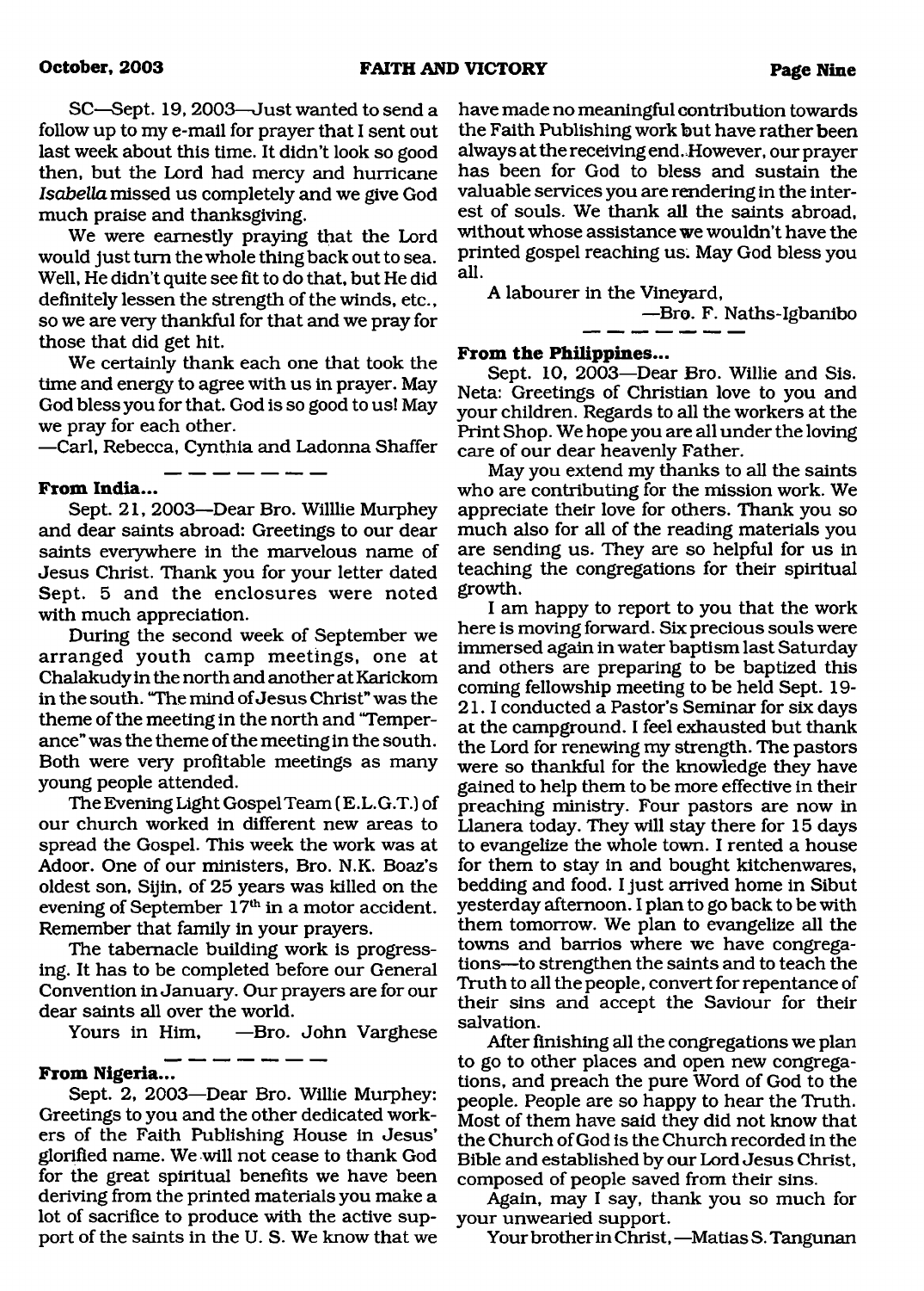SC—Sept. 19, 2003—Just wanted to send a follow up to my e-mail for prayer that I sent out last week about this time. It didn't look so good then, but the Lord had mercy and hurricane *Isabella* missed us completely and we give God much praise and thanksgiving.

We were earnestly praying that the Lord would just turn the whole thing back out to sea. Well, He didn't quite see fit to do that, but He did definitely lessen the strength of the winds, etc., so we are very thankful for that and we pray for those that did get hit.

We certainly thank each one that took the time and energy to agree with us in prayer. May God bless you for that. God is so good to us! May we pray for each other.

—Carl, Rebecca, Cynthia and Ladonna Shaffer

**From India...**

Sept. 21, 2003—Dear Bro. Willlie Murphey and dear saints abroad: Greetings to our dear saints everywhere in the marvelous name of Jesus Christ. Thank you for your letter dated Sept. 5 and the enclosures were noted with much appreciation.

During the second week of September we arranged youth camp meetings, one at Chalakudy in the north and another at Karickom in the south. "The mind of Jesus Christ" was the theme of the meeting in the north and "Temperance" was the theme of the meeting in the south. Both were very profitable meetings as many young people attended.

The Evening Light Gospel Team (E.L.G.T.) of our church worked in different new areas to spread the Gospel. This week the work was at Adoor. One of our ministers, Bro. N.K. Boaz's oldest son, Sijin, of 25 years was killed on the evening of September 17th in a motor accident. Remember that family in your prayers.

The tabernacle building work is progressing. It has to be completed before our General Convention in January. Our prayers are for our dear saints all over the world.

Yours in Him, —Bro. John Varghese

**From Nigeria...**

Sept. 2, 2003—Dear Bro. Willie Murphey: Greetings to you and the other dedicated workers of the Faith Publishing House in Jesus' glorified name. We will not cease to thank God for the great spiritual benefits we have been deriving from the printed materials you make a lot of sacrifice to produce with the active support of the saints in the U. S. We know that we have made no meaningful contribution towards the Faith Publishing work but have rather been always at the receiving end. However, our prayer has been for God to bless and sustain the valuable services you are rendering in the interest of souls. We thank all the saints abroad, without whose assistance we wouldn't have the printed gospel reaching us. May God bless you all.

A labourer in the Vineyard,

—Bro. F. Naths-Igbanibo

**From the Philippines...**

Sept. 10, 2003—Dear Bro. Willie and Sis. Neta: Greetings of Christian love to you and your children. Regards to all the workers at the Print Shop. We hope you are all under the loving care of our dear heavenly Father.

May you extend my thanks to all the saints who are contributing for the mission work. We appreciate their love for others. Thank you so much also for all of the reading materials you are sending us. They are so helpful for us in teaching the congregations for their spiritual growth.

I am happy to report to you that the work here is moving forward. Six precious souls were immersed again in water baptism last Saturday and others are preparing to be baptized this coming fellowship meeting to be held Sept. 19-21. I conducted a Pastor's Seminar for six days at the campground. I feel exhausted but thank the Lord for renewing my strength. The pastors were so thankful for the knowledge they have gained to help them to be more effective in their preaching ministry. Four pastors are now in Llanera today. They will stay there for 15 days to evangelize the whole town. I rented a house for them to stay in and bought kitchenwares, bedding and food. I just arrived home in Sibut yesterday afternoon. I plan to go back to be with them tomorrow. We plan to evangelize all the towns and barrios where we have congregations—to strengthen the saints and to teach the Truth to all the people, convert for repentance of their sins and accept the Saviour for their salvation.

After finishing all the congregations we plan to go to other places and open new congregations, and preach the pure Word of God to the people. People are so happy to hear the Truth. Most of them have said they did not know that the Church of God is the Church recorded in the Bible and established by our Lord Jesus Christ, composed of people saved from their sins.

Again, may I say, thank you so much for your unwearied support.

Your brother in Christ, —Matias S. Tangunan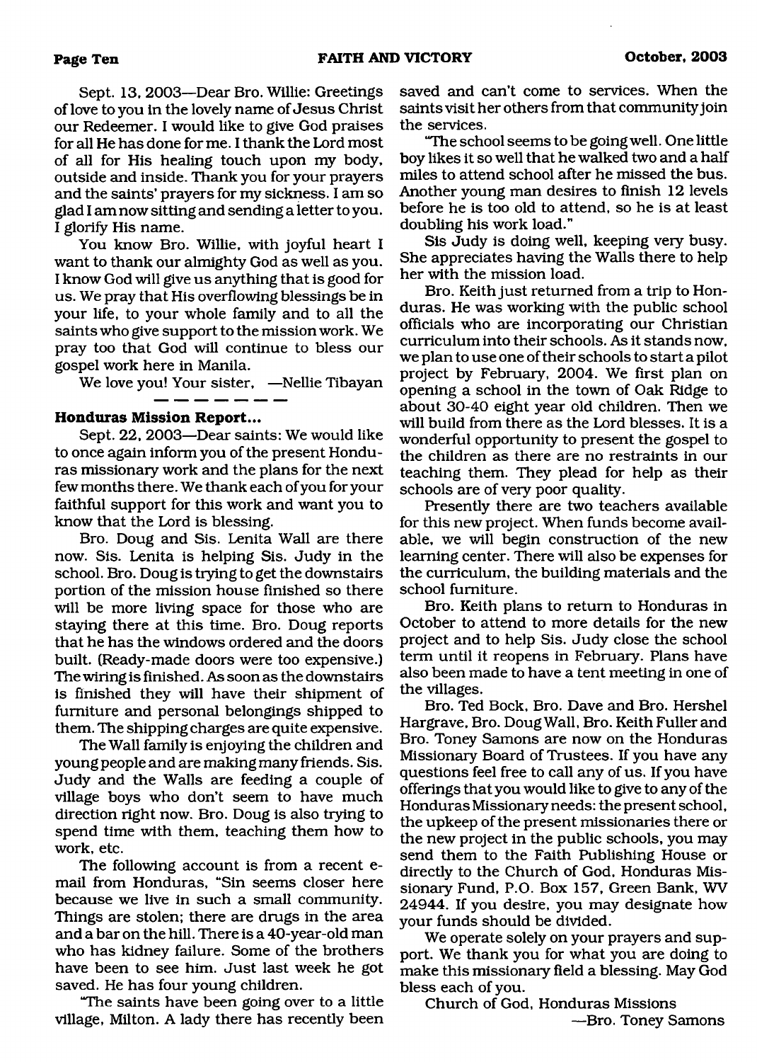Sept. 13, 2003—Dear Bro. Willie: Greetings of love to you in the lovely name of Jesus Christ our Redeemer. I would like to give God praises for all He has done for me. I thank the Lord most of all for His healing touch upon my body, outside and inside. Thank you for your prayers and the saints' prayers for my sickness. I am so glad I am now sitting and sending a letter to you. I glorify His name.

You know Bro. Willie, with joyful heart I want to thank our almighty God as well as you. I know God will give us anything that is good for us. We pray that His overflowing blessings be in your life, to your whole family and to all the saints who give support to the mission work. We pray too that God will continue to bless our gospel work here in Manila.

We love you! Your sister, —Nellie Tibayan

---

**Honduras Mission Report...**

Sept. 22, 2003—Dear saints: We would like to once again inform you of the present Honduras missionary work and the plans for the next few months there. We thank each of you for your faithful support for this work and want you to know that the Lord is blessing.

Bro. Doug and Sis. Lenita Wall are there now. Sis. Lenita is helping Sis. Judy in the school. Bro. Doug is trying to get the downstairs portion of the mission house finished so there will be more living space for those who are staying there at this time. Bro. Doug reports that he has the windows ordered and the doors built. (Ready-made doors were too expensive.) The wiring is finished. As soon as the downstairs is finished they will have their shipment of furniture and personal belongings shipped to them. The shipping charges are quite expensive.

The Wall family is enjoying the children and young people and are making many friends. Sis. Judy and the Walls are feeding a couple of village boys who don't seem to have much direction right now. Bro. Doug is also trying to spend time with them, teaching them how to work, etc.

The following account is from a recent e-mail from Honduras, "Sin seems closer here because we live in such a small community. Things are stolen; there are drugs in the area and a bar on the hill. There is a 40-year-old man who has kidney failure. Some of the brothers have been to see him. Just last week he got saved. He has four young children.

"The saints have been going over to a little village, Milton. A lady there has recently been saved and can't come to services. When the saints visit her others from that community join the services.

"The school seems to be going well. One little boy likes it so well that he walked two and a half miles to attend school after he missed the bus. Another young man desires to finish 12 levels before he is too old to attend, so he is at least doubling his work load."

Sis Judy is doing well, keeping very busy. She appreciates having the Walls there to help her with the mission load.

Bro. Keith just returned from a trip to Honduras. He was working with the public school officials who are incorporating our Christian curriculum into their schools. As it stands now, we plan to use one of their schools to start a pilot project by February, 2004. We first plan on opening a school in the town of Oak Ridge to about 30-40 eight year old children. Then we will build from there as the Lord blesses. It is a wonderful opportunity to present the gospel to the children as there are no restraints in our teaching them. They plead for help as their schools are of very poor quality.

Presently there are two teachers available for this new project. When funds become available, we will begin construction of the new learning center. There will also be expenses for the curriculum, the building materials and the school furniture.

Bro. Keith plans to return to Honduras in October to attend to more details for the new project and to help Sis. Judy close the school term until it reopens in February. Plans have also been made to have a tent meeting in one of the villages.

Bro. Ted Bock, Bro. Dave and Bro. Hershel Hargrave, Bro. Doug Wall, Bro. Keith Fuller and Bro. Toney Samons are now on the Honduras Missionary Board of Trustees. If you have any questions feel free to call any of us. If you have offerings that you would like to give to any of the Honduras Missionary needs: the present school, the upkeep of the present missionaries there or the new project in the public schools, you may send them to the Faith Publishing House or directly to the Church of God, Honduras Missionary Fund, P.O. Box 157, Green Bank, WV 24944. If you desire, you may designate how your funds should be divided.

We operate solely on your prayers and support. We thank you for what you are doing to make this missionary field a blessing. May God bless each of you.

Church of God, Honduras Missions

—Bro. Toney Samons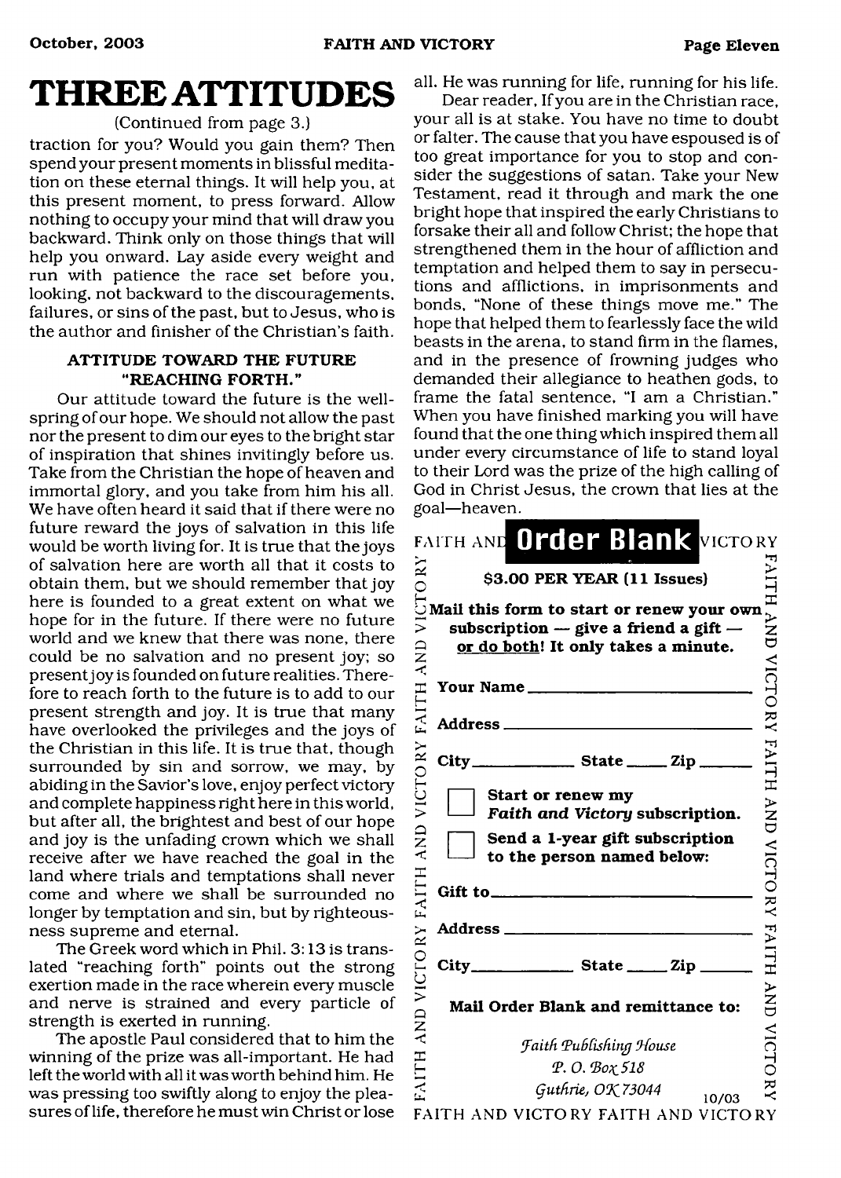# THREE ATTITUDES

(Continued from page 3.)

traction for you? Would you gain them? Then spend your present moments in blissful meditation on these eternal things. It will help you, at this present moment, to press forward. Allow nothing to occupy your mind that will draw you backward. Think only on those things that will help you onward. Lay aside every weight and run with patience the race set before you, looking, not backward to the discouragements, failures, or sins of the past, but to Jesus, who is the author and finisher of the Christian's faith.

### ATTITUDE TOWARD THE FUTURE "REACHING FORTH."

Our attitude toward the future is the wellspring of our hope. We should not allow the past nor the present to dim our eyes to the bright star of inspiration that shines invitingly before us. Take from the Christian the hope of heaven and immortal glory, and you take from him his all. We have often heard it said that if there were no future reward the joys of salvation in this life would be worth living for. It is true that the joys of salvation here are worth all that it costs to obtain them, but we should remember that joy here is founded to a great extent on what we hope for in the future. If there were no future world and we knew that there was none, there could be no salvation and no present joy; so present joy is founded on future realities. Therefore to reach forth to the future is to add to our present strength and joy. It is true that many have overlooked the privileges and the joys of the Christian in this life. It is true that, though surrounded by sin and sorrow, we may, by abiding in the Savior's love, enjoy perfect victory and complete happiness right here in this world, but after all, the brightest and best of our hope and joy is the unfading crown which we shall receive after we have reached the goal in the land where trials and temptations shall never come and where we shall be surrounded no longer by temptation and sin, but by righteousness supreme and eternal.

The Greek word which in Phil. 3:13 is translated "reaching forth" points out the strong exertion made in the race wherein every muscle and nerve is strained and every particle of strength is exerted in running.

The apostle Paul considered that to him the winning of the prize was all-important. He had left the world with all it was worth behind him. He was pressing too swiftly along to enjoy the pleasures of life, therefore he must win Christ or lose all. He was running for life, running for his life.

Dear reader, If you are in the Christian race, your all is at stake. You have no time to doubt or falter. The cause that you have espoused is of too great importance for you to stop and consider the suggestions of satan. Take your New Testament, read it through and mark the one bright hope that inspired the early Christians to forsake their all and follow Christ; the hope that strengthened them in the hour of affliction and temptation and helped them to say in persecutions and afflictions, in imprisonments and bonds, "None of these things move me." The hope that helped them to fearlessly face the wild beasts in the arena, to stand firm in the flames, and in the presence of frowning judges who demanded their allegiance to heathen gods, to frame the fatal sentence, "I am a Christian." When you have finished marking you will have found that the one thing which inspired them all under every circumstance of life to stand loyal to their Lord was the prize of the high calling of God in Christ Jesus, the crown that lies at the goal—heaven.

---

## Order Blank

**$3.00 PER YEAR (11 Issues)**

**Mail this form to start or renew your own subscription — give a friend a gift — or do both! It only takes a minute.**

**Your Name** ____________________

**Address** ____________________

**City** __________ **State** _____ **Zip** _____

☐ **Start or renew my *Faith and Victory* subscription.**

☐ **Send a 1-year gift subscription to the person named below:**

**Gift to** ____________________

**Address** ____________________

**City** __________ **State** _____ **Zip** _____

**Mail Order Blank and remittance to:**

*Faith Publishing House*
*P. O. Box 518*
*Guthrie, OK 73044*

10/03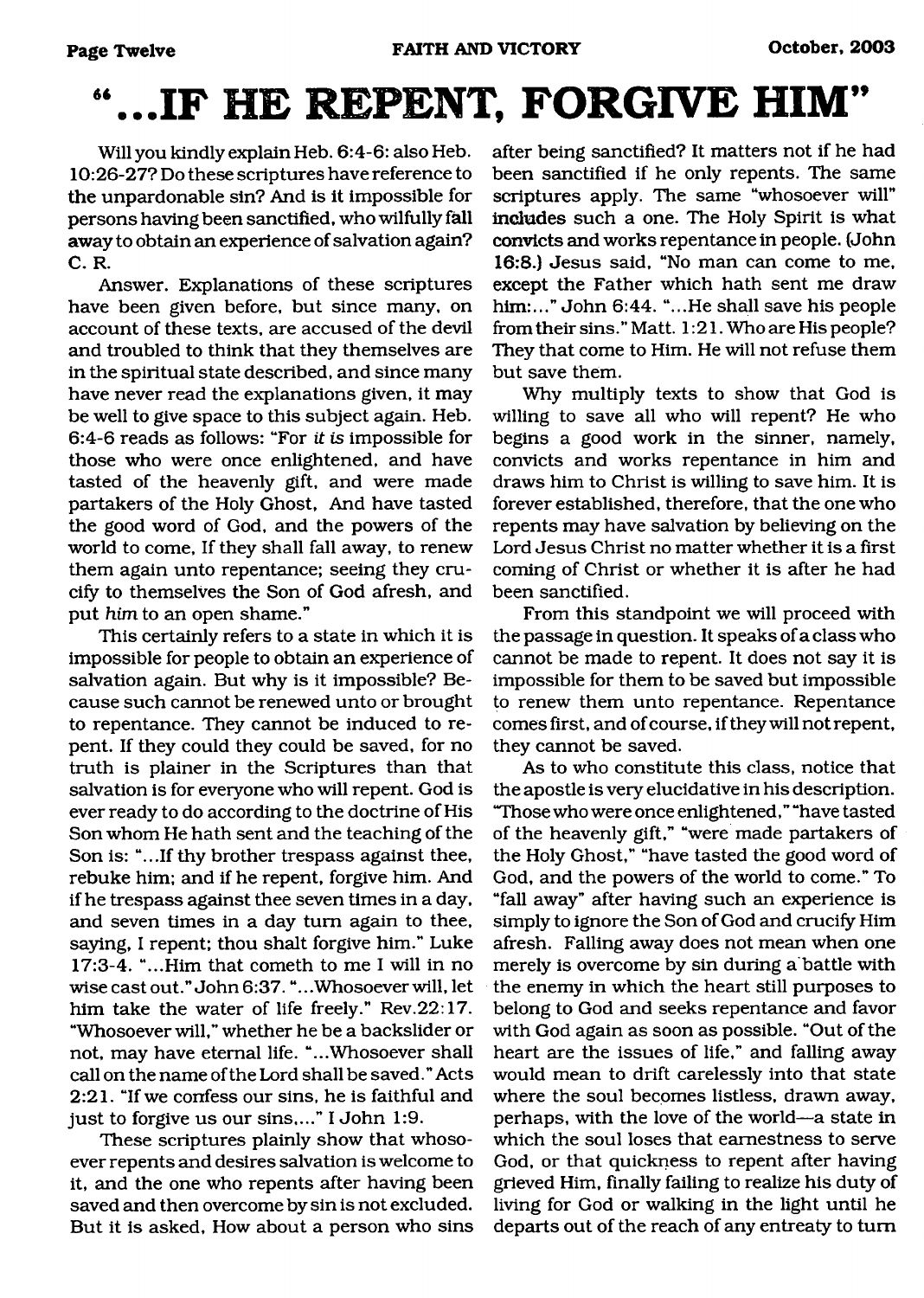# "...IF HE REPENT, FORGIVE HIM"

Will you kindly explain Heb. 6:4-6: also Heb. 10:26-27? Do these scriptures have reference to the unpardonable sin? And is it impossible for persons having been sanctified, who wilfully fall away to obtain an experience of salvation again? C. R.

Answer. Explanations of these scriptures have been given before, but since many, on account of these texts, are accused of the devil and troubled to think that they themselves are in the spiritual state described, and since many have never read the explanations given, it may be well to give space to this subject again. Heb. 6:4-6 reads as follows: "For *it is* impossible for those who were once enlightened, and have tasted of the heavenly gift, and were made partakers of the Holy Ghost, And have tasted the good word of God, and the powers of the world to come, If they shall fall away, to renew them again unto repentance; seeing they crucify to themselves the Son of God afresh, and put *him* to an open shame."

This certainly refers to a state in which it is impossible for people to obtain an experience of salvation again. But why is it impossible? Because such cannot be renewed unto or brought to repentance. They cannot be induced to repent. If they could they could be saved, for no truth is plainer in the Scriptures than that salvation is for everyone who will repent. God is ever ready to do according to the doctrine of His Son whom He hath sent and the teaching of the Son is: "...If thy brother trespass against thee, rebuke him; and if he repent, forgive him. And if he trespass against thee seven times in a day, and seven times in a day turn again to thee, saying, I repent; thou shalt forgive him." Luke 17:3-4. "...Him that cometh to me I will in no wise cast out." John 6:37. "...Whosoever will, let him take the water of life freely." Rev.22:17. "Whosoever will," whether he be a backslider or not, may have eternal life. "...Whosoever shall call on the name of the Lord shall be saved." Acts 2:21. "If we confess our sins, he is faithful and just to forgive us our sins,..." I John 1:9.

These scriptures plainly show that whosoever repents and desires salvation is welcome to it, and the one who repents after having been saved and then overcome by sin is not excluded. But it is asked, How about a person who sins after being sanctified? It matters not if he had been sanctified if he only repents. The same scriptures apply. The same "whosoever will" includes such a one. The Holy Spirit is what convicts and works repentance in people. (John 16:8.) Jesus said, "No man can come to me, except the Father which hath sent me draw him:..." John 6:44. "...He shall save his people from their sins." Matt. 1:21. Who are His people? They that come to Him. He will not refuse them but save them.

Why multiply texts to show that God is willing to save all who will repent? He who begins a good work in the sinner, namely, convicts and works repentance in him and draws him to Christ is willing to save him. It is forever established, therefore, that the one who repents may have salvation by believing on the Lord Jesus Christ no matter whether it is a first coming of Christ or whether it is after he had been sanctified.

From this standpoint we will proceed with the passage in question. It speaks of a class who cannot be made to repent. It does not say it is impossible for them to be saved but impossible to renew them unto repentance. Repentance comes first, and of course, if they will not repent, they cannot be saved.

As to who constitute this class, notice that the apostle is very elucidative in his description. "Those who were once enlightened," "have tasted of the heavenly gift," "were made partakers of the Holy Ghost," "have tasted the good word of God, and the powers of the world to come." To "fall away" after having such an experience is simply to ignore the Son of God and crucify Him afresh. Falling away does not mean when one merely is overcome by sin during a battle with the enemy in which the heart still purposes to belong to God and seeks repentance and favor with God again as soon as possible. "Out of the heart are the issues of life," and falling away would mean to drift carelessly into that state where the soul becomes listless, drawn away, perhaps, with the love of the world—a state in which the soul loses that earnestness to serve God, or that quickness to repent after having grieved Him, finally failing to realize his duty of living for God or walking in the light until he departs out of the reach of any entreaty to turn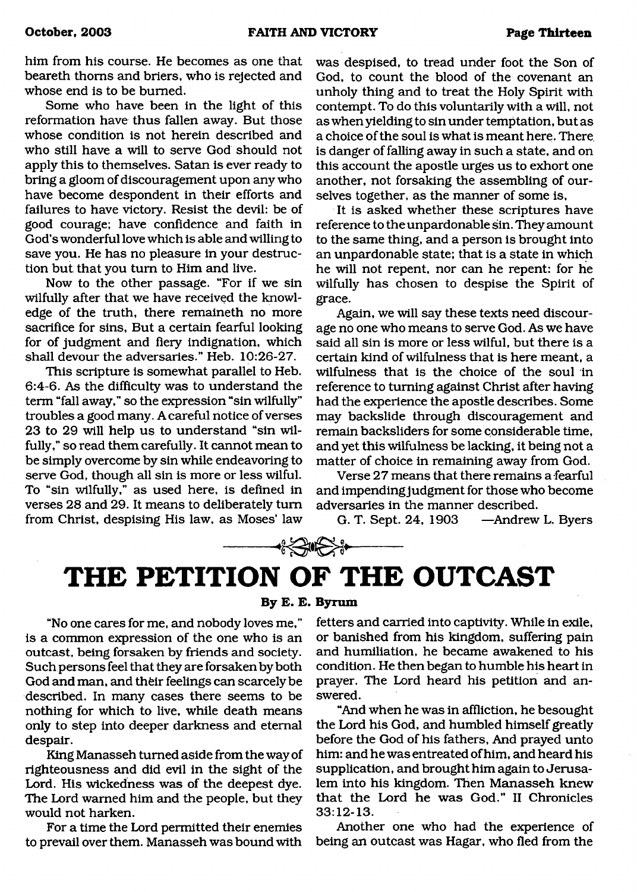him from his course. He becomes as one that beareth thorns and briers, who is rejected and whose end is to be burned.

Some who have been in the light of this reformation have thus fallen away. But those whose condition is not herein described and who still have a will to serve God should not apply this to themselves. Satan is ever ready to bring a gloom of discouragement upon any who have become despondent in their efforts and failures to have victory. Resist the devil: be of good courage; have confidence and faith in God's wonderful love which is able and willing to save you. He has no pleasure in your destruction but that you turn to Him and live.

Now to the other passage. "For if we sin wilfully after that we have received the knowledge of the truth, there remaineth no more sacrifice for sins, But a certain fearful looking for of judgment and fiery indignation, which shall devour the adversaries." Heb. 10:26-27.

This scripture is somewhat parallel to Heb. 6:4-6. As the difficulty was to understand the term "fall away," so the expression "sin wilfully" troubles a good many. A careful notice of verses 23 to 29 will help us to understand "sin wilfully," so read them carefully. It cannot mean to be simply overcome by sin while endeavoring to serve God, though all sin is more or less wilful. To "sin wilfully," as used here, is defined in verses 28 and 29. It means to deliberately turn from Christ, despising His law, as Moses' law was despised, to tread under foot the Son of God, to count the blood of the covenant an unholy thing and to treat the Holy Spirit with contempt. To do this voluntarily with a will, not as when yielding to sin under temptation, but as a choice of the soul is what is meant here. There is danger of falling away in such a state, and on this account the apostle urges us to exhort one another, not forsaking the assembling of ourselves together, as the manner of some is.

It is asked whether these scriptures have reference to the unpardonable sin. They amount to the same thing, and a person is brought into an unpardonable state; that is a state in which he will not repent, nor can he repent: for he wilfully has chosen to despise the Spirit of grace.

Again, we will say these texts need discourage no one who means to serve God. As we have said all sin is more or less wilful, but there is a certain kind of wilfulness that is here meant, a wilfulness that is the choice of the soul in reference to turning against Christ after having had the experience the apostle describes. Some may backslide through discouragement and remain backsliders for some considerable time, and yet this wilfulness be lacking, it being not a matter of choice in remaining away from God.

Verse 27 means that there remains a fearful and impending judgment for those who become adversaries in the manner described.

G. T. Sept. 24, 1903 —Andrew L. Byers

# THE PETITION OF THE OUTCAST

**By E. E. Byrum**

"No one cares for me, and nobody loves me," is a common expression of the one who is an outcast, being forsaken by friends and society. Such persons feel that they are forsaken by both God and man, and their feelings can scarcely be described. In many cases there seems to be nothing for which to live, while death means only to step into deeper darkness and eternal despair.

King Manasseh turned aside from the way of righteousness and did evil in the sight of the Lord. His wickedness was of the deepest dye. The Lord warned him and the people, but they would not harken.

For a time the Lord permitted their enemies to prevail over them. Manasseh was bound with fetters and carried into captivity. While in exile, or banished from his kingdom, suffering pain and humiliation, he became awakened to his condition. He then began to humble his heart in prayer. The Lord heard his petition and answered.

"And when he was in affliction, he besought the Lord his God, and humbled himself greatly before the God of his fathers, And prayed unto him: and he was entreated of him, and heard his supplication, and brought him again to Jerusalem into his kingdom. Then Manasseh knew that the Lord he was God." II Chronicles 33:12-13.

Another one who had the experience of being an outcast was Hagar, who fled from the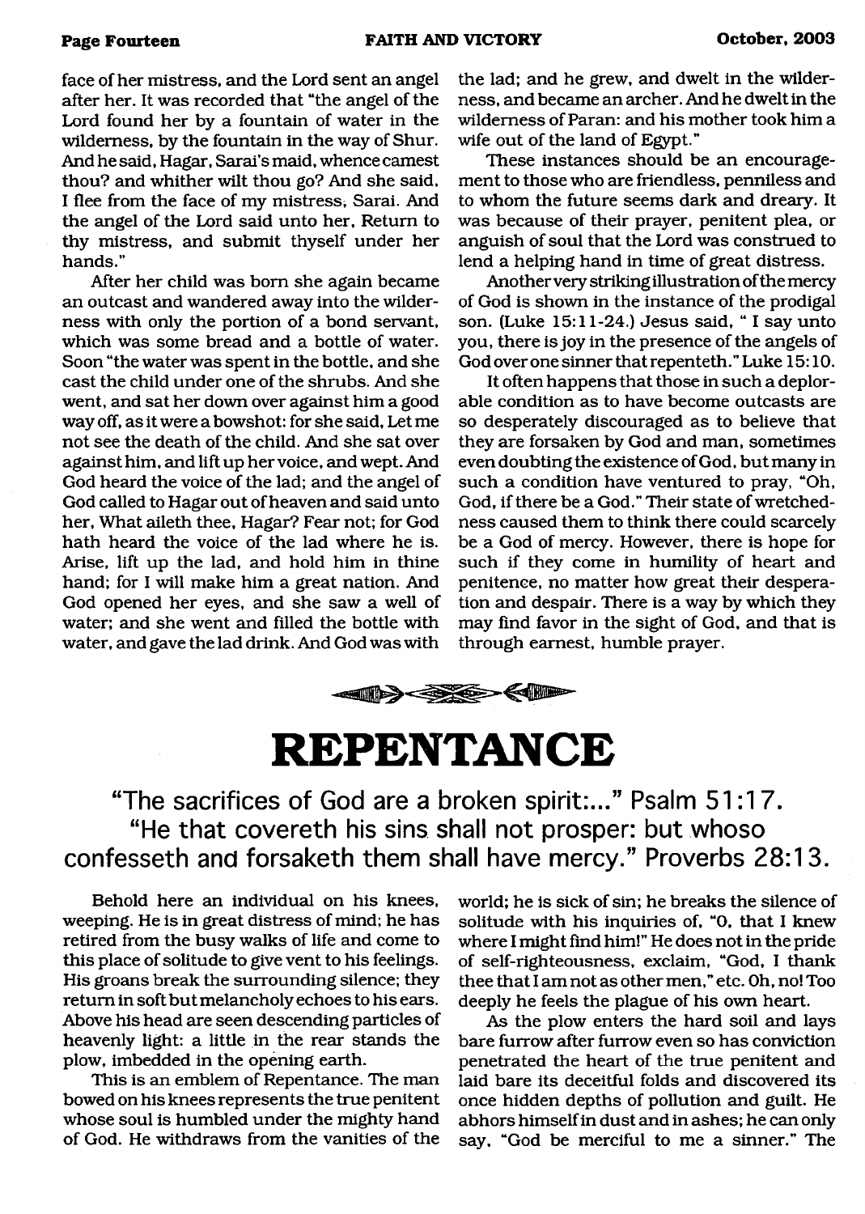face of her mistress, and the Lord sent an angel after her. It was recorded that "the angel of the Lord found her by a fountain of water in the wilderness, by the fountain in the way of Shur. And he said, Hagar, Sarai's maid, whence camest thou? and whither wilt thou go? And she said, I flee from the face of my mistress, Sarai. And the angel of the Lord said unto her, Return to thy mistress, and submit thyself under her hands."

After her child was born she again became an outcast and wandered away into the wilderness with only the portion of a bond servant, which was some bread and a bottle of water. Soon "the water was spent in the bottle, and she cast the child under one of the shrubs. And she went, and sat her down over against him a good way off, as it were a bowshot: for she said, Let me not see the death of the child. And she sat over against him, and lift up her voice, and wept. And God heard the voice of the lad; and the angel of God called to Hagar out of heaven and said unto her, What aileth thee, Hagar? Fear not; for God hath heard the voice of the lad where he is. Arise, lift up the lad, and hold him in thine hand; for I will make him a great nation. And God opened her eyes, and she saw a well of water; and she went and filled the bottle with water, and gave the lad drink. And God was with the lad; and he grew, and dwelt in the wilderness, and became an archer. And he dwelt in the wilderness of Paran: and his mother took him a wife out of the land of Egypt."

These instances should be an encouragement to those who are friendless, penniless and to whom the future seems dark and dreary. It was because of their prayer, penitent plea, or anguish of soul that the Lord was construed to lend a helping hand in time of great distress.

Another very striking illustration of the mercy of God is shown in the instance of the prodigal son. (Luke 15:11-24.) Jesus said, " I say unto you, there is joy in the presence of the angels of God over one sinner that repenteth." Luke 15:10.

It often happens that those in such a deplorable condition as to have become outcasts are so desperately discouraged as to believe that they are forsaken by God and man, sometimes even doubting the existence of God, but many in such a condition have ventured to pray, "Oh, God, if there be a God." Their state of wretchedness caused them to think there could scarcely be a God of mercy. However, there is hope for such if they come in humility of heart and penitence, no matter how great their desperation and despair. There is a way by which they may find favor in the sight of God, and that is through earnest, humble prayer.

# REPENTANCE

"The sacrifices of God are a broken spirit:..." Psalm 51:17.
"He that covereth his sins shall not prosper: but whoso confesseth and forsaketh them shall have mercy." Proverbs 28:13.

Behold here an individual on his knees, weeping. He is in great distress of mind; he has retired from the busy walks of life and come to this place of solitude to give vent to his feelings. His groans break the surrounding silence; they return in soft but melancholy echoes to his ears. Above his head are seen descending particles of heavenly light: a little in the rear stands the plow, imbedded in the opening earth.

This is an emblem of Repentance. The man bowed on his knees represents the true penitent whose soul is humbled under the mighty hand of God. He withdraws from the vanities of the world; he is sick of sin; he breaks the silence of solitude with his inquiries of, "O, that I knew where I might find him!" He does not in the pride of self-righteousness, exclaim, "God, I thank thee that I am not as other men," etc. Oh, no! Too deeply he feels the plague of his own heart.

As the plow enters the hard soil and lays bare furrow after furrow even so has conviction penetrated the heart of the true penitent and laid bare its deceitful folds and discovered its once hidden depths of pollution and guilt. He abhors himself in dust and in ashes; he can only say, "God be merciful to me a sinner." The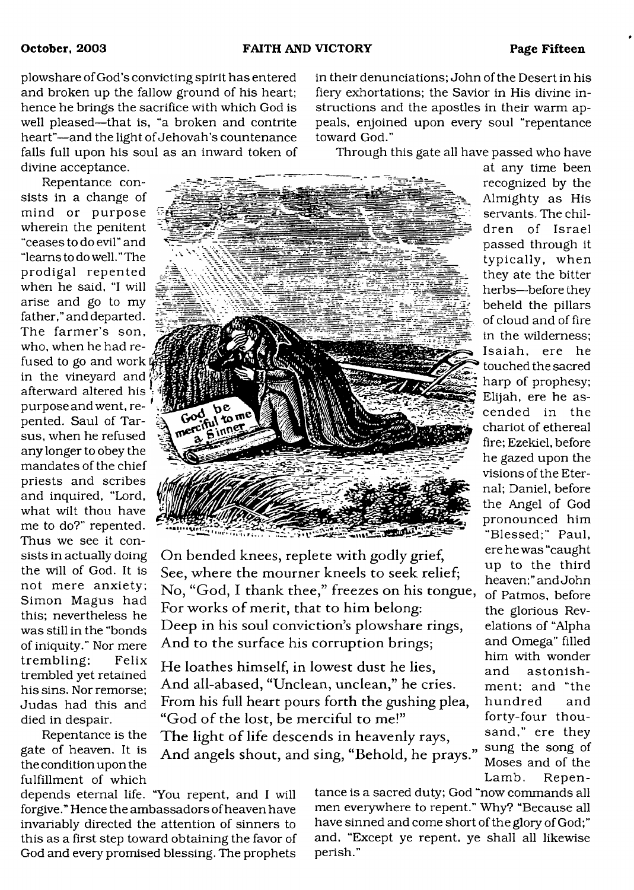plowshare of God's convicting spirit has entered and broken up the fallow ground of his heart; hence he brings the sacrifice with which God is well pleased—that is, "a broken and contrite heart"—and the light of Jehovah's countenance falls full upon his soul as an inward token of divine acceptance.

Repentance consists in a change of mind or purpose wherein the penitent "ceases to do evil" and "learns to do well." The prodigal repented when he said, "I will arise and go to my father," and departed. The farmer's son, who, when he had refused to go and work in the vineyard and afterward altered his purpose and went, repented. Saul of Tarsus, when he refused any longer to obey the mandates of the chief priests and scribes and inquired, "Lord, what wilt thou have me to do?" repented. Thus we see it consists in actually doing the will of God. It is not mere anxiety; Simon Magus had this; nevertheless he was still in the "bonds of iniquity." Nor mere trembling; Felix trembled yet retained his sins. Nor remorse; Judas had this and died in despair.

Repentance is the gate of heaven. It is the condition upon the fulfillment of which depends eternal life. "You repent, and I will forgive." Hence the ambassadors of heaven have invariably directed the attention of sinners to this as a first step toward obtaining the favor of God and every promised blessing. The prophets in their denunciations; John of the Desert in his fiery exhortations; the Savior in His divine instructions and the apostles in their warm appeals, enjoined upon every soul "repentance toward God."

Through this gate all have passed who have at any time been recognized by the Almighty as His servants. The children of Israel passed through it typically, when they ate the bitter herbs—before they beheld the pillars of cloud and of fire in the wilderness; Isaiah, ere he touched the sacred harp of prophesy; Elijah, ere he ascended in the chariot of ethereal fire; Ezekiel, before he gazed upon the visions of the Eternal; Daniel, before the Angel of God pronounced him "Blessed;" Paul, ere he was "caught up to the third heaven;" and John of Patmos, before the glorious Revelations of "Alpha and Omega" filled him with wonder and astonishment; and "the hundred and forty-four thousand," ere they sung the song of Moses and of the Lamb. Repentance is a sacred duty; God "now commands all men everywhere to repent." Why? "Because all have sinned and come short of the glory of God;" and, "Except ye repent, ye shall all likewise perish."

God be merciful to me a Sinner

On bended knees, replete with godly grief,
See, where the mourner kneels to seek relief;
No, "God, I thank thee," freezes on his tongue,
For works of merit, that to him belong:
Deep in his soul conviction's plowshare rings,
And to the surface his corruption brings;

He loathes himself, in lowest dust he lies,
And all-abased, "Unclean, unclean," he cries.
From his full heart pours forth the gushing plea,
"God of the lost, be merciful to me!"
The light of life descends in heavenly rays,
And angels shout, and sing, "Behold, he prays."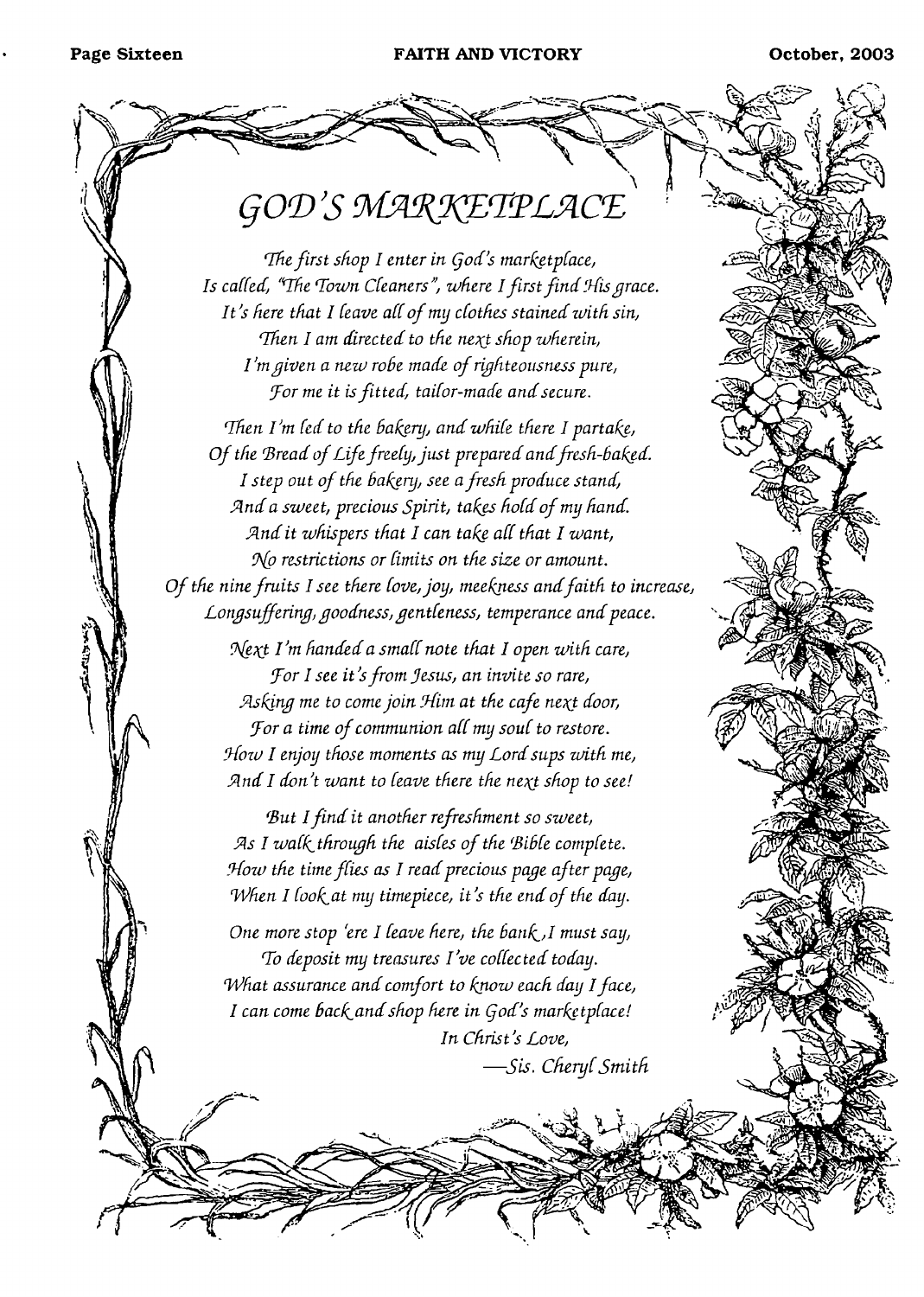# GOD'S MARKETPLACE

*The first shop I enter in God's marketplace,*
*Is called, "The Town Cleaners", where I first find His grace.*
*It's here that I leave all of my clothes stained with sin,*
*Then I am directed to the next shop wherein,*
*I'm given a new robe made of righteousness pure,*
*For me it is fitted, tailor-made and secure.*

*Then I'm led to the bakery, and while there I partake,*
*Of the Bread of Life freely, just prepared and fresh-baked.*
*I step out of the bakery, see a fresh produce stand,*
*And a sweet, precious Spirit, takes hold of my hand.*
*And it whispers that I can take all that I want,*
*No restrictions or limits on the size or amount.*
*Of the nine fruits I see there love, joy, meekness and faith to increase,*
*Longsuffering, goodness, gentleness, temperance and peace.*

*Next I'm handed a small note that I open with care,*
*For I see it's from Jesus, an invite so rare,*
*Asking me to come join Him at the cafe next door,*
*For a time of communion all my soul to restore.*
*How I enjoy those moments as my Lord sups with me,*
*And I don't want to leave there the next shop to see!*

*But I find it another refreshment so sweet,*
*As I walk through the aisles of the Bible complete.*
*How the time flies as I read precious page after page,*
*When I look at my timepiece, it's the end of the day.*

*One more stop 'ere I leave here, the bank, I must say,*
*To deposit my treasures I've collected today.*
*What assurance and comfort to know each day I face,*
*I can come back and shop here in God's marketplace!*

*In Christ's Love,*
*—Sis. Cheryl Smith*